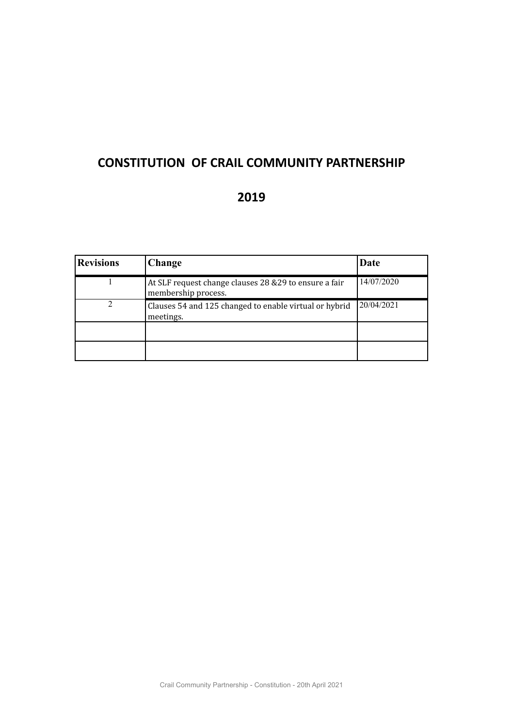# CONSTITUTION OF CRAIL COMMUNITY PARTNERSHIP

## 2019

| Revisions | Change | Date |
|---|---|---|
| 1 | At SLF request change clauses 28 &29 to ensure a fair membership process. | 14/07/2020 |
| 2 | Clauses 54 and 125 changed to enable virtual or hybrid meetings. | 20/04/2021 |
| | | |
| | | |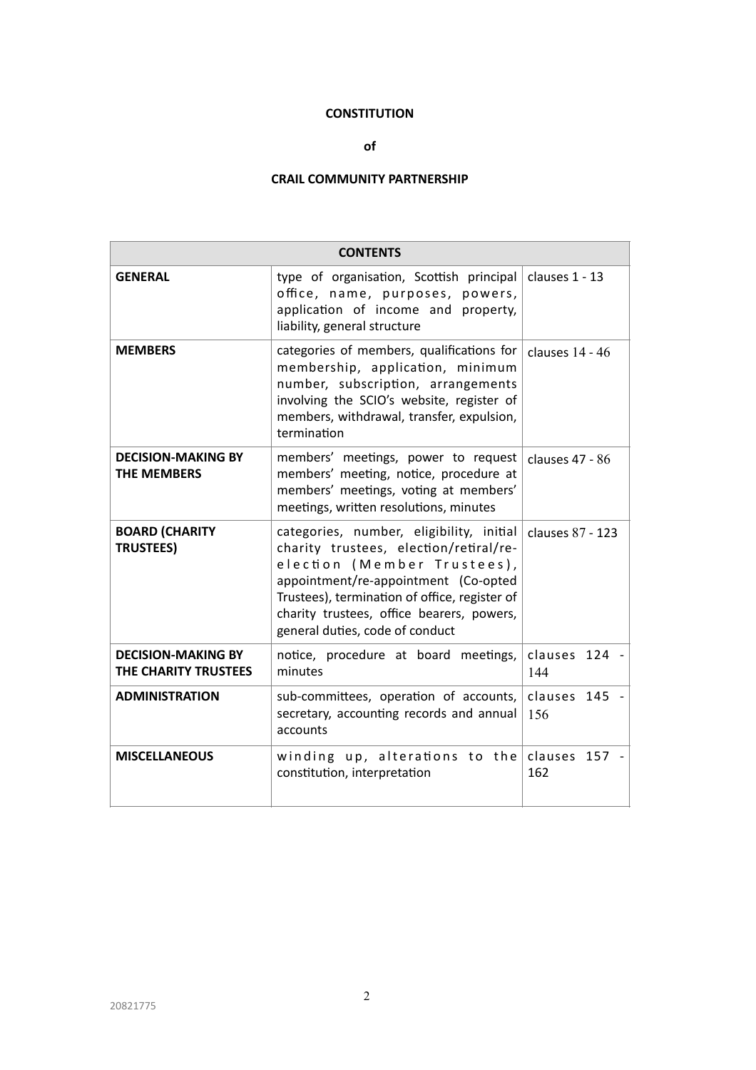**CONSTITUTION**

**of**

**CRAIL COMMUNITY PARTNERSHIP**

| **CONTENTS** | | |
|---|---|---|
| **GENERAL** | type of organisation, Scottish principal office, name, purposes, powers, application of income and property, liability, general structure | clauses 1 - 13 |
| **MEMBERS** | categories of members, qualifications for membership, application, minimum number, subscription, arrangements involving the SCIO's website, register of members, withdrawal, transfer, expulsion, termination | clauses 14 - 46 |
| **DECISION-MAKING BY THE MEMBERS** | members' meetings, power to request members' meeting, notice, procedure at members' meetings, voting at members' meetings, written resolutions, minutes | clauses 47 - 86 |
| **BOARD (CHARITY TRUSTEES)** | categories, number, eligibility, initial charity trustees, election/retiral/re-election (Member Trustees), appointment/re-appointment (Co-opted Trustees), termination of office, register of charity trustees, office bearers, powers, general duties, code of conduct | clauses 87 - 123 |
| **DECISION-MAKING BY THE CHARITY TRUSTEES** | notice, procedure at board meetings, minutes | clauses 124 - 144 |
| **ADMINISTRATION** | sub-committees, operation of accounts, secretary, accounting records and annual accounts | clauses 145 - 156 |
| **MISCELLANEOUS** | winding up, alterations to the constitution, interpretation | clauses 157 - 162 |

20821775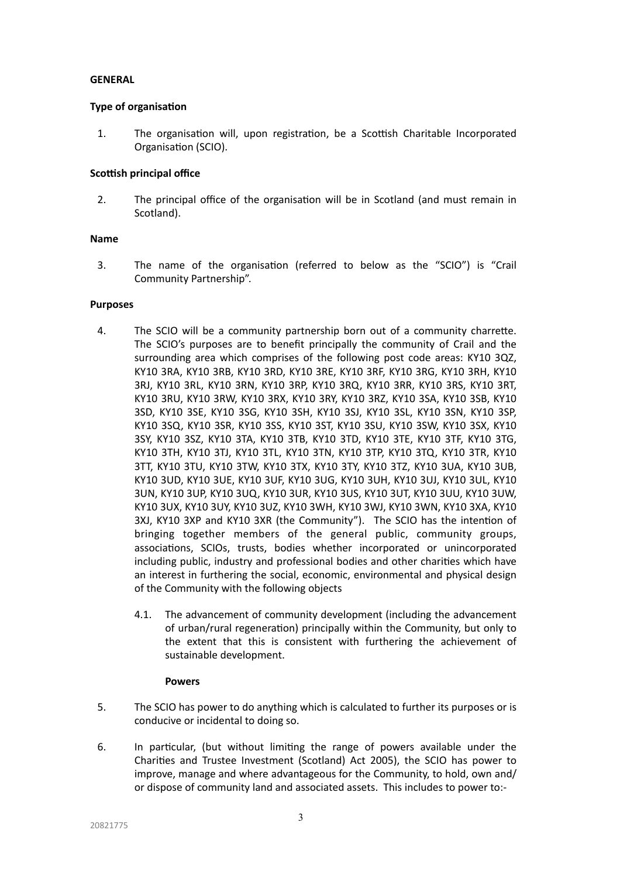**GENERAL**

**Type of organisation**

1. The organisation will, upon registration, be a Scottish Charitable Incorporated Organisation (SCIO).

**Scottish principal office**

2. The principal office of the organisation will be in Scotland (and must remain in Scotland).

**Name**

3. The name of the organisation (referred to below as the "SCIO") is "Crail Community Partnership".

**Purposes**

4. The SCIO will be a community partnership born out of a community charrette. The SCIO's purposes are to benefit principally the community of Crail and the surrounding area which comprises of the following post code areas: KY10 3QZ, KY10 3RA, KY10 3RB, KY10 3RD, KY10 3RE, KY10 3RF, KY10 3RG, KY10 3RH, KY10 3RJ, KY10 3RL, KY10 3RN, KY10 3RP, KY10 3RQ, KY10 3RR, KY10 3RS, KY10 3RT, KY10 3RU, KY10 3RW, KY10 3RX, KY10 3RY, KY10 3RZ, KY10 3SA, KY10 3SB, KY10 3SD, KY10 3SE, KY10 3SG, KY10 3SH, KY10 3SJ, KY10 3SL, KY10 3SN, KY10 3SP, KY10 3SQ, KY10 3SR, KY10 3SS, KY10 3ST, KY10 3SU, KY10 3SW, KY10 3SX, KY10 3SY, KY10 3SZ, KY10 3TA, KY10 3TB, KY10 3TD, KY10 3TE, KY10 3TF, KY10 3TG, KY10 3TH, KY10 3TJ, KY10 3TL, KY10 3TN, KY10 3TP, KY10 3TQ, KY10 3TR, KY10 3TT, KY10 3TU, KY10 3TW, KY10 3TX, KY10 3TY, KY10 3TZ, KY10 3UA, KY10 3UB, KY10 3UD, KY10 3UE, KY10 3UF, KY10 3UG, KY10 3UH, KY10 3UJ, KY10 3UL, KY10 3UN, KY10 3UP, KY10 3UQ, KY10 3UR, KY10 3US, KY10 3UT, KY10 3UU, KY10 3UW, KY10 3UX, KY10 3UY, KY10 3UZ, KY10 3WH, KY10 3WJ, KY10 3WN, KY10 3XA, KY10 3XJ, KY10 3XP and KY10 3XR (the Community"). The SCIO has the intention of bringing together members of the general public, community groups, associations, SCIOs, trusts, bodies whether incorporated or unincorporated including public, industry and professional bodies and other charities which have an interest in furthering the social, economic, environmental and physical design of the Community with the following objects

   4.1. The advancement of community development (including the advancement of urban/rural regeneration) principally within the Community, but only to the extent that this is consistent with furthering the achievement of sustainable development.

**Powers**

5. The SCIO has power to do anything which is calculated to further its purposes or is conducive or incidental to doing so.

6. In particular, (but without limiting the range of powers available under the Charities and Trustee Investment (Scotland) Act 2005), the SCIO has power to improve, manage and where advantageous for the Community, to hold, own and/ or dispose of community land and associated assets. This includes to power to:-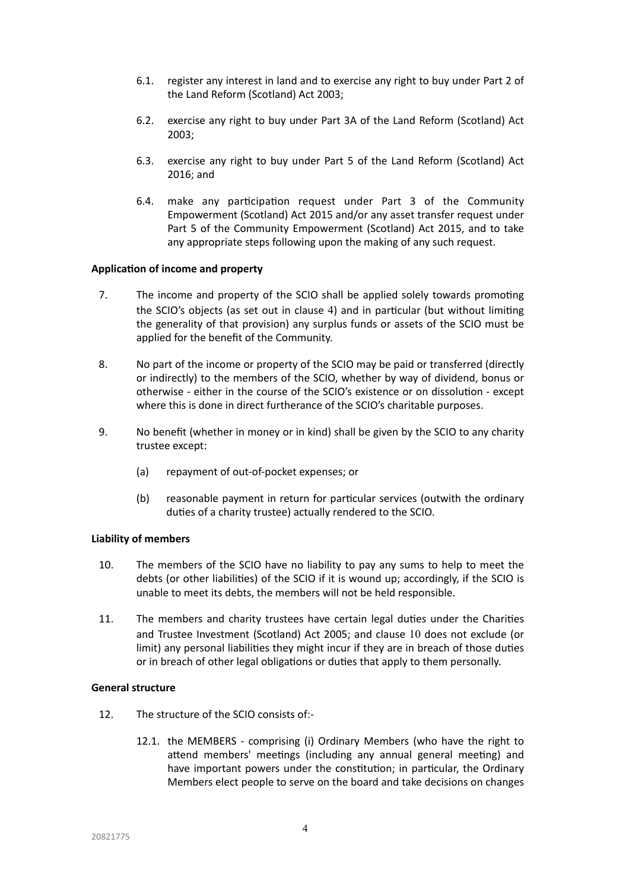6.1. register any interest in land and to exercise any right to buy under Part 2 of the Land Reform (Scotland) Act 2003;

6.2. exercise any right to buy under Part 3A of the Land Reform (Scotland) Act 2003;

6.3. exercise any right to buy under Part 5 of the Land Reform (Scotland) Act 2016; and

6.4. make any participation request under Part 3 of the Community Empowerment (Scotland) Act 2015 and/or any asset transfer request under Part 5 of the Community Empowerment (Scotland) Act 2015, and to take any appropriate steps following upon the making of any such request.

**Application of income and property**

7. The income and property of the SCIO shall be applied solely towards promoting the SCIO's objects (as set out in clause 4) and in particular (but without limiting the generality of that provision) any surplus funds or assets of the SCIO must be applied for the benefit of the Community.

8. No part of the income or property of the SCIO may be paid or transferred (directly or indirectly) to the members of the SCIO, whether by way of dividend, bonus or otherwise - either in the course of the SCIO's existence or on dissolution - except where this is done in direct furtherance of the SCIO's charitable purposes.

9. No benefit (whether in money or in kind) shall be given by the SCIO to any charity trustee except:

   (a) repayment of out-of-pocket expenses; or

   (b) reasonable payment in return for particular services (outwith the ordinary duties of a charity trustee) actually rendered to the SCIO.

**Liability of members**

10. The members of the SCIO have no liability to pay any sums to help to meet the debts (or other liabilities) of the SCIO if it is wound up; accordingly, if the SCIO is unable to meet its debts, the members will not be held responsible.

11. The members and charity trustees have certain legal duties under the Charities and Trustee Investment (Scotland) Act 2005; and clause 10 does not exclude (or limit) any personal liabilities they might incur if they are in breach of those duties or in breach of other legal obligations or duties that apply to them personally.

**General structure**

12. The structure of the SCIO consists of:-

    12.1. the MEMBERS - comprising (i) Ordinary Members (who have the right to attend members' meetings (including any annual general meeting) and have important powers under the constitution; in particular, the Ordinary Members elect people to serve on the board and take decisions on changes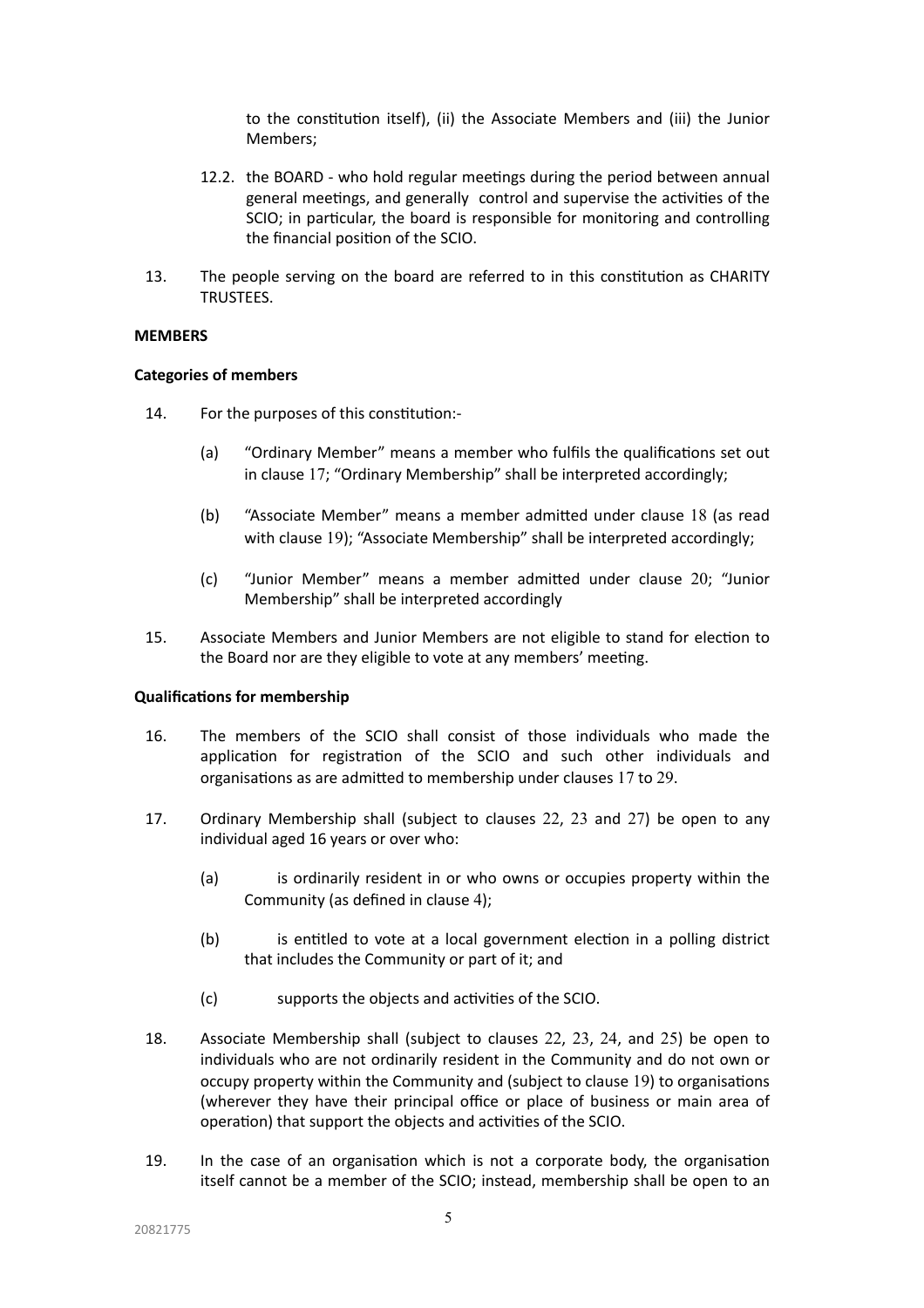to the constitution itself), (ii) the Associate Members and (iii) the Junior Members;

12.2. the BOARD - who hold regular meetings during the period between annual general meetings, and generally control and supervise the activities of the SCIO; in particular, the board is responsible for monitoring and controlling the financial position of the SCIO.

13. The people serving on the board are referred to in this constitution as CHARITY TRUSTEES.

**MEMBERS**

**Categories of members**

14. For the purposes of this constitution:-

    (a) "Ordinary Member" means a member who fulfils the qualifications set out in clause 17; "Ordinary Membership" shall be interpreted accordingly;

    (b) "Associate Member" means a member admitted under clause 18 (as read with clause 19); "Associate Membership" shall be interpreted accordingly;

    (c) "Junior Member" means a member admitted under clause 20; "Junior Membership" shall be interpreted accordingly

15. Associate Members and Junior Members are not eligible to stand for election to the Board nor are they eligible to vote at any members' meeting.

**Qualifications for membership**

16. The members of the SCIO shall consist of those individuals who made the application for registration of the SCIO and such other individuals and organisations as are admitted to membership under clauses 17 to 29.

17. Ordinary Membership shall (subject to clauses 22, 23 and 27) be open to any individual aged 16 years or over who:

    (a) is ordinarily resident in or who owns or occupies property within the Community (as defined in clause 4);

    (b) is entitled to vote at a local government election in a polling district that includes the Community or part of it; and

    (c) supports the objects and activities of the SCIO.

18. Associate Membership shall (subject to clauses 22, 23, 24, and 25) be open to individuals who are not ordinarily resident in the Community and do not own or occupy property within the Community and (subject to clause 19) to organisations (wherever they have their principal office or place of business or main area of operation) that support the objects and activities of the SCIO.

19. In the case of an organisation which is not a corporate body, the organisation itself cannot be a member of the SCIO; instead, membership shall be open to an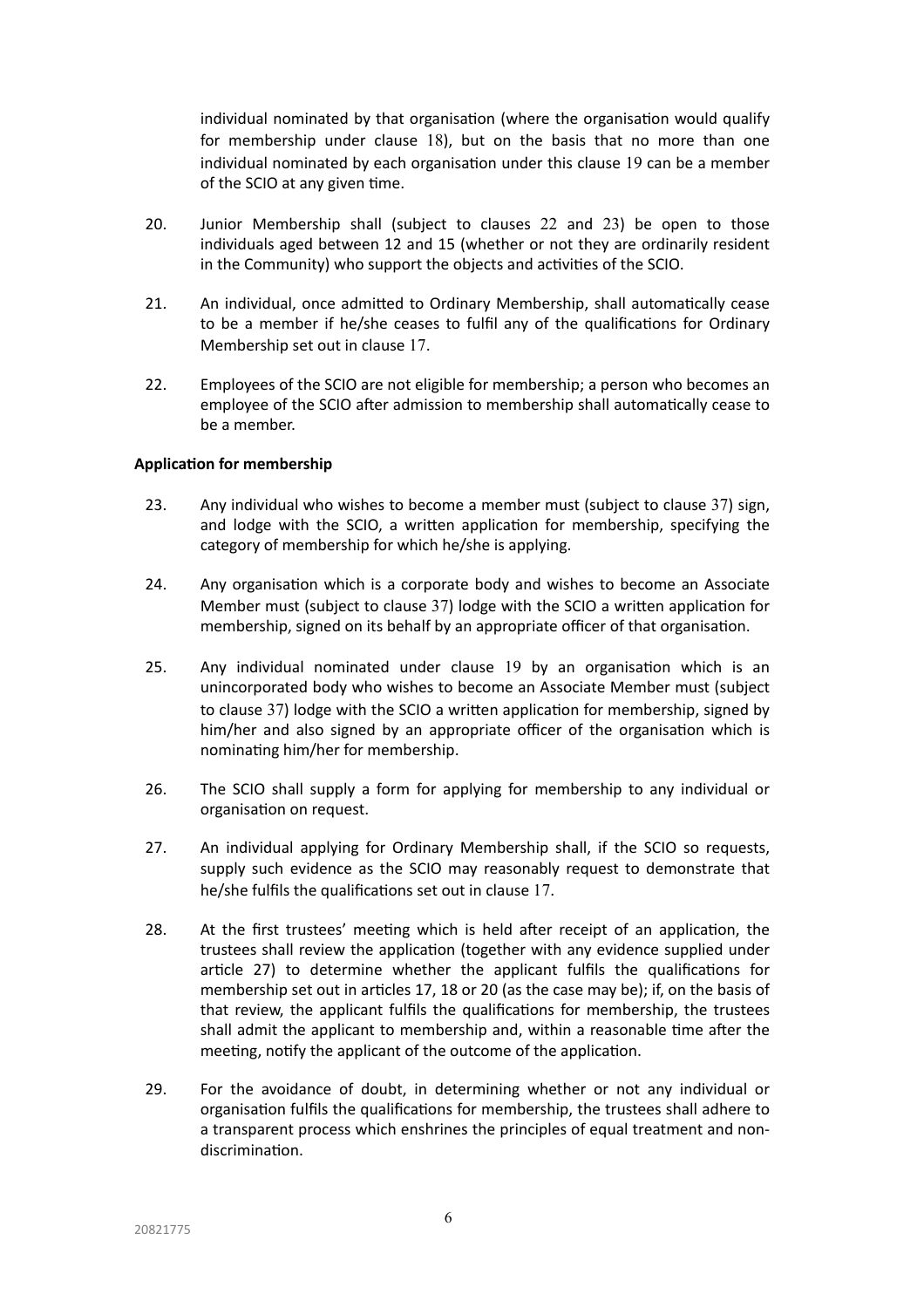individual nominated by that organisation (where the organisation would qualify for membership under clause 18), but on the basis that no more than one individual nominated by each organisation under this clause 19 can be a member of the SCIO at any given time.

20. Junior Membership shall (subject to clauses 22 and 23) be open to those individuals aged between 12 and 15 (whether or not they are ordinarily resident in the Community) who support the objects and activities of the SCIO.

21. An individual, once admitted to Ordinary Membership, shall automatically cease to be a member if he/she ceases to fulfil any of the qualifications for Ordinary Membership set out in clause 17.

22. Employees of the SCIO are not eligible for membership; a person who becomes an employee of the SCIO after admission to membership shall automatically cease to be a member.

**Application for membership**

23. Any individual who wishes to become a member must (subject to clause 37) sign, and lodge with the SCIO, a written application for membership, specifying the category of membership for which he/she is applying.

24. Any organisation which is a corporate body and wishes to become an Associate Member must (subject to clause 37) lodge with the SCIO a written application for membership, signed on its behalf by an appropriate officer of that organisation.

25. Any individual nominated under clause 19 by an organisation which is an unincorporated body who wishes to become an Associate Member must (subject to clause 37) lodge with the SCIO a written application for membership, signed by him/her and also signed by an appropriate officer of the organisation which is nominating him/her for membership.

26. The SCIO shall supply a form for applying for membership to any individual or organisation on request.

27. An individual applying for Ordinary Membership shall, if the SCIO so requests, supply such evidence as the SCIO may reasonably request to demonstrate that he/she fulfils the qualifications set out in clause 17.

28. At the first trustees' meeting which is held after receipt of an application, the trustees shall review the application (together with any evidence supplied under article 27) to determine whether the applicant fulfils the qualifications for membership set out in articles 17, 18 or 20 (as the case may be); if, on the basis of that review, the applicant fulfils the qualifications for membership, the trustees shall admit the applicant to membership and, within a reasonable time after the meeting, notify the applicant of the outcome of the application.

29. For the avoidance of doubt, in determining whether or not any individual or organisation fulfils the qualifications for membership, the trustees shall adhere to a transparent process which enshrines the principles of equal treatment and non-discrimination.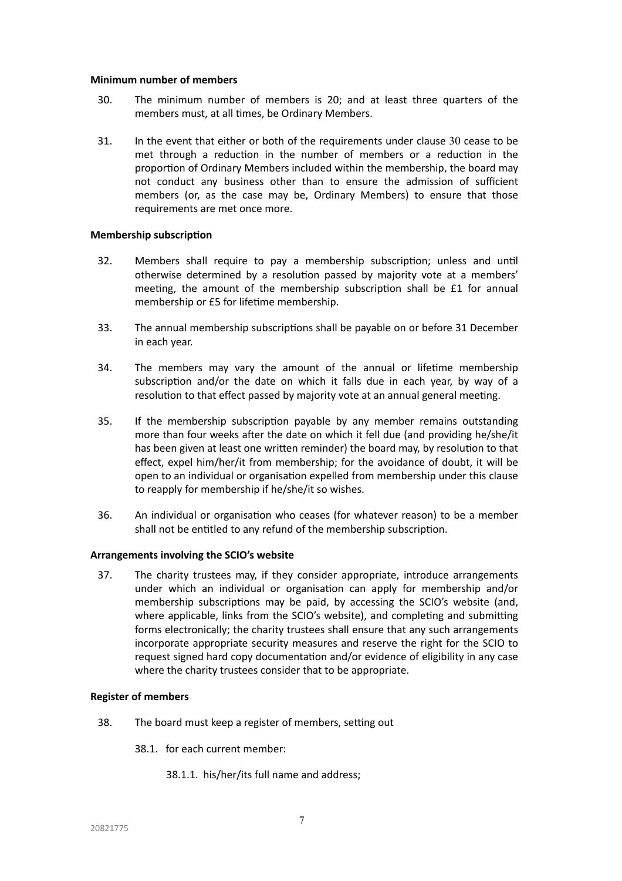**Minimum number of members**

30. The minimum number of members is 20; and at least three quarters of the members must, at all times, be Ordinary Members.

31. In the event that either or both of the requirements under clause 30 cease to be met through a reduction in the number of members or a reduction in the proportion of Ordinary Members included within the membership, the board may not conduct any business other than to ensure the admission of sufficient members (or, as the case may be, Ordinary Members) to ensure that those requirements are met once more.

**Membership subscription**

32. Members shall require to pay a membership subscription; unless and until otherwise determined by a resolution passed by majority vote at a members' meeting, the amount of the membership subscription shall be £1 for annual membership or £5 for lifetime membership.

33. The annual membership subscriptions shall be payable on or before 31 December in each year.

34. The members may vary the amount of the annual or lifetime membership subscription and/or the date on which it falls due in each year, by way of a resolution to that effect passed by majority vote at an annual general meeting.

35. If the membership subscription payable by any member remains outstanding more than four weeks after the date on which it fell due (and providing he/she/it has been given at least one written reminder) the board may, by resolution to that effect, expel him/her/it from membership; for the avoidance of doubt, it will be open to an individual or organisation expelled from membership under this clause to reapply for membership if he/she/it so wishes.

36. An individual or organisation who ceases (for whatever reason) to be a member shall not be entitled to any refund of the membership subscription.

**Arrangements involving the SCIO's website**

37. The charity trustees may, if they consider appropriate, introduce arrangements under which an individual or organisation can apply for membership and/or membership subscriptions may be paid, by accessing the SCIO's website (and, where applicable, links from the SCIO's website), and completing and submitting forms electronically; the charity trustees shall ensure that any such arrangements incorporate appropriate security measures and reserve the right for the SCIO to request signed hard copy documentation and/or evidence of eligibility in any case where the charity trustees consider that to be appropriate.

**Register of members**

38. The board must keep a register of members, setting out

38.1. for each current member:

38.1.1. his/her/its full name and address;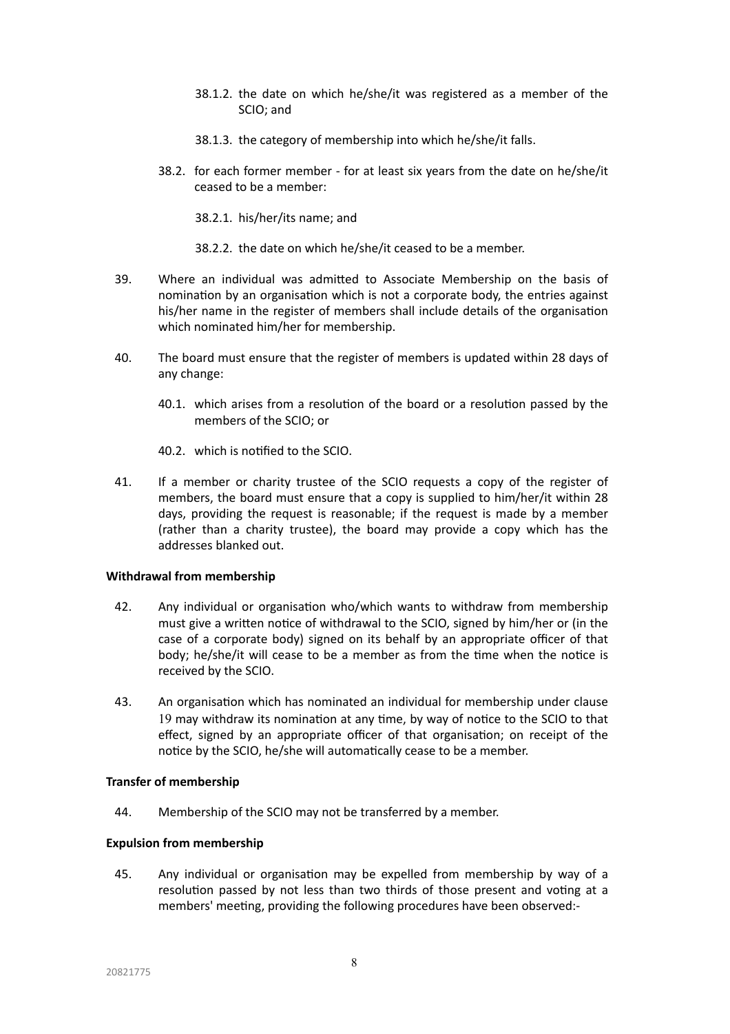38.1.2. the date on which he/she/it was registered as a member of the SCIO; and

38.1.3. the category of membership into which he/she/it falls.

38.2. for each former member - for at least six years from the date on he/she/it ceased to be a member:

38.2.1. his/her/its name; and

38.2.2. the date on which he/she/it ceased to be a member.

39. Where an individual was admitted to Associate Membership on the basis of nomination by an organisation which is not a corporate body, the entries against his/her name in the register of members shall include details of the organisation which nominated him/her for membership.

40. The board must ensure that the register of members is updated within 28 days of any change:

40.1. which arises from a resolution of the board or a resolution passed by the members of the SCIO; or

40.2. which is notified to the SCIO.

41. If a member or charity trustee of the SCIO requests a copy of the register of members, the board must ensure that a copy is supplied to him/her/it within 28 days, providing the request is reasonable; if the request is made by a member (rather than a charity trustee), the board may provide a copy which has the addresses blanked out.

**Withdrawal from membership**

42. Any individual or organisation who/which wants to withdraw from membership must give a written notice of withdrawal to the SCIO, signed by him/her or (in the case of a corporate body) signed on its behalf by an appropriate officer of that body; he/she/it will cease to be a member as from the time when the notice is received by the SCIO.

43. An organisation which has nominated an individual for membership under clause 19 may withdraw its nomination at any time, by way of notice to the SCIO to that effect, signed by an appropriate officer of that organisation; on receipt of the notice by the SCIO, he/she will automatically cease to be a member.

**Transfer of membership**

44. Membership of the SCIO may not be transferred by a member.

**Expulsion from membership**

45. Any individual or organisation may be expelled from membership by way of a resolution passed by not less than two thirds of those present and voting at a members' meeting, providing the following procedures have been observed:-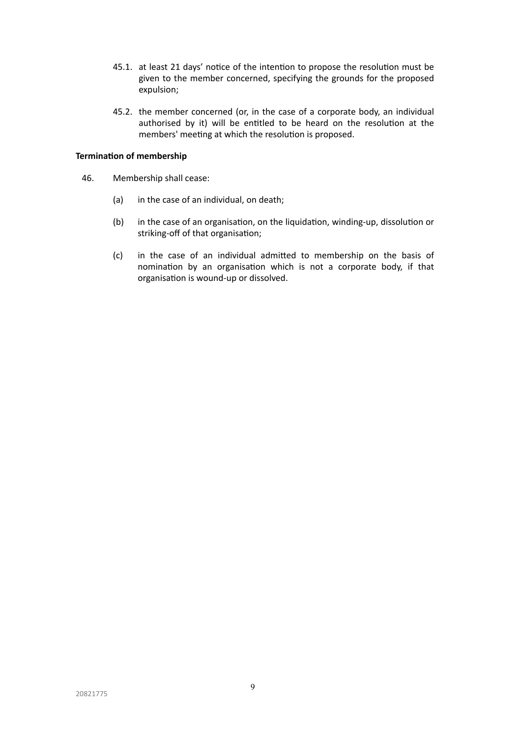45.1. at least 21 days' notice of the intention to propose the resolution must be given to the member concerned, specifying the grounds for the proposed expulsion;

45.2. the member concerned (or, in the case of a corporate body, an individual authorised by it) will be entitled to be heard on the resolution at the members' meeting at which the resolution is proposed.

**Termination of membership**

46. Membership shall cease:

(a) in the case of an individual, on death;

(b) in the case of an organisation, on the liquidation, winding-up, dissolution or striking-off of that organisation;

(c) in the case of an individual admitted to membership on the basis of nomination by an organisation which is not a corporate body, if that organisation is wound-up or dissolved.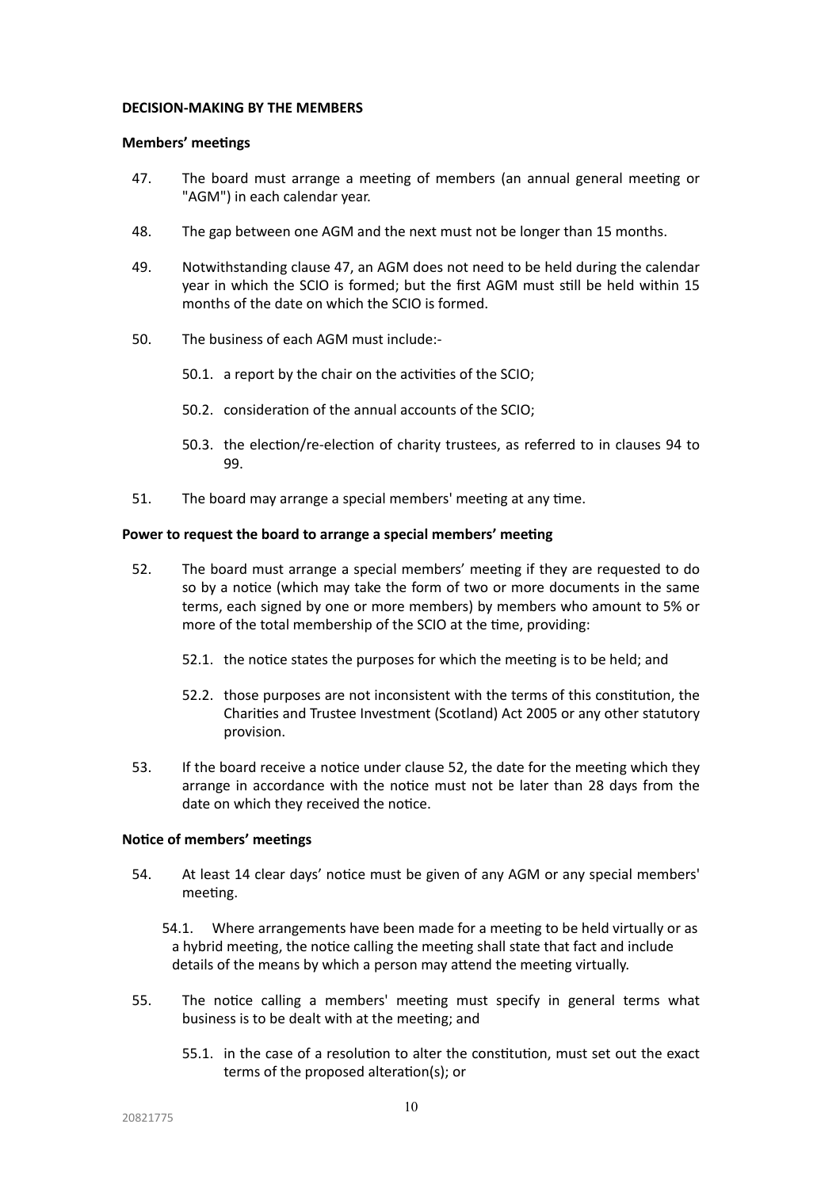**DECISION-MAKING BY THE MEMBERS**

**Members' meetings**

47. The board must arrange a meeting of members (an annual general meeting or "AGM") in each calendar year.

48. The gap between one AGM and the next must not be longer than 15 months.

49. Notwithstanding clause 47, an AGM does not need to be held during the calendar year in which the SCIO is formed; but the first AGM must still be held within 15 months of the date on which the SCIO is formed.

50. The business of each AGM must include:-

    50.1. a report by the chair on the activities of the SCIO;

    50.2. consideration of the annual accounts of the SCIO;

    50.3. the election/re-election of charity trustees, as referred to in clauses 94 to 99.

51. The board may arrange a special members' meeting at any time.

**Power to request the board to arrange a special members' meeting**

52. The board must arrange a special members' meeting if they are requested to do so by a notice (which may take the form of two or more documents in the same terms, each signed by one or more members) by members who amount to 5% or more of the total membership of the SCIO at the time, providing:

    52.1. the notice states the purposes for which the meeting is to be held; and

    52.2. those purposes are not inconsistent with the terms of this constitution, the Charities and Trustee Investment (Scotland) Act 2005 or any other statutory provision.

53. If the board receive a notice under clause 52, the date for the meeting which they arrange in accordance with the notice must not be later than 28 days from the date on which they received the notice.

**Notice of members' meetings**

54. At least 14 clear days' notice must be given of any AGM or any special members' meeting.

    54.1. Where arrangements have been made for a meeting to be held virtually or as a hybrid meeting, the notice calling the meeting shall state that fact and include details of the means by which a person may attend the meeting virtually.

55. The notice calling a members' meeting must specify in general terms what business is to be dealt with at the meeting; and

    55.1. in the case of a resolution to alter the constitution, must set out the exact terms of the proposed alteration(s); or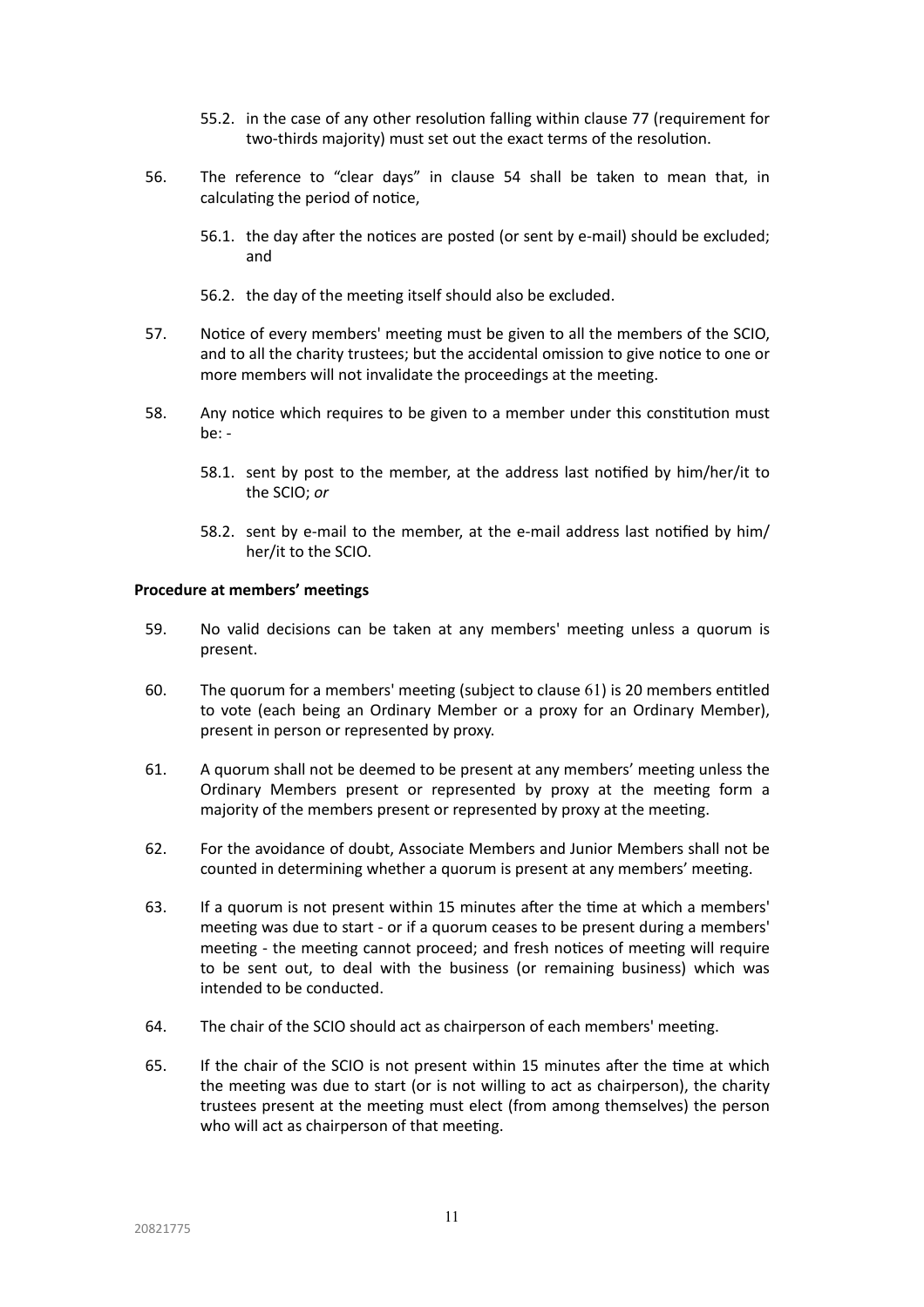55.2. in the case of any other resolution falling within clause 77 (requirement for two-thirds majority) must set out the exact terms of the resolution.

56. The reference to "clear days" in clause 54 shall be taken to mean that, in calculating the period of notice,

    56.1. the day after the notices are posted (or sent by e-mail) should be excluded; and

    56.2. the day of the meeting itself should also be excluded.

57. Notice of every members' meeting must be given to all the members of the SCIO, and to all the charity trustees; but the accidental omission to give notice to one or more members will not invalidate the proceedings at the meeting.

58. Any notice which requires to be given to a member under this constitution must be: -

    58.1. sent by post to the member, at the address last notified by him/her/it to the SCIO; *or*

    58.2. sent by e-mail to the member, at the e-mail address last notified by him/her/it to the SCIO.

**Procedure at members' meetings**

59. No valid decisions can be taken at any members' meeting unless a quorum is present.

60. The quorum for a members' meeting (subject to clause 61) is 20 members entitled to vote (each being an Ordinary Member or a proxy for an Ordinary Member), present in person or represented by proxy.

61. A quorum shall not be deemed to be present at any members' meeting unless the Ordinary Members present or represented by proxy at the meeting form a majority of the members present or represented by proxy at the meeting.

62. For the avoidance of doubt, Associate Members and Junior Members shall not be counted in determining whether a quorum is present at any members' meeting.

63. If a quorum is not present within 15 minutes after the time at which a members' meeting was due to start - or if a quorum ceases to be present during a members' meeting - the meeting cannot proceed; and fresh notices of meeting will require to be sent out, to deal with the business (or remaining business) which was intended to be conducted.

64. The chair of the SCIO should act as chairperson of each members' meeting.

65. If the chair of the SCIO is not present within 15 minutes after the time at which the meeting was due to start (or is not willing to act as chairperson), the charity trustees present at the meeting must elect (from among themselves) the person who will act as chairperson of that meeting.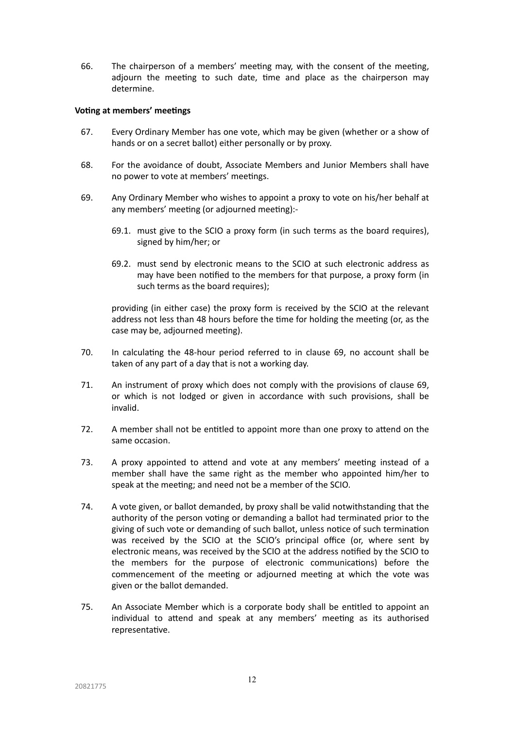66. The chairperson of a members' meeting may, with the consent of the meeting, adjourn the meeting to such date, time and place as the chairperson may determine.

**Voting at members' meetings**

67. Every Ordinary Member has one vote, which may be given (whether or a show of hands or on a secret ballot) either personally or by proxy.

68. For the avoidance of doubt, Associate Members and Junior Members shall have no power to vote at members' meetings.

69. Any Ordinary Member who wishes to appoint a proxy to vote on his/her behalf at any members' meeting (or adjourned meeting):-

    69.1. must give to the SCIO a proxy form (in such terms as the board requires), signed by him/her; or

    69.2. must send by electronic means to the SCIO at such electronic address as may have been notified to the members for that purpose, a proxy form (in such terms as the board requires);

    providing (in either case) the proxy form is received by the SCIO at the relevant address not less than 48 hours before the time for holding the meeting (or, as the case may be, adjourned meeting).

70. In calculating the 48-hour period referred to in clause 69, no account shall be taken of any part of a day that is not a working day.

71. An instrument of proxy which does not comply with the provisions of clause 69, or which is not lodged or given in accordance with such provisions, shall be invalid.

72. A member shall not be entitled to appoint more than one proxy to attend on the same occasion.

73. A proxy appointed to attend and vote at any members' meeting instead of a member shall have the same right as the member who appointed him/her to speak at the meeting; and need not be a member of the SCIO.

74. A vote given, or ballot demanded, by proxy shall be valid notwithstanding that the authority of the person voting or demanding a ballot had terminated prior to the giving of such vote or demanding of such ballot, unless notice of such termination was received by the SCIO at the SCIO's principal office (or, where sent by electronic means, was received by the SCIO at the address notified by the SCIO to the members for the purpose of electronic communications) before the commencement of the meeting or adjourned meeting at which the vote was given or the ballot demanded.

75. An Associate Member which is a corporate body shall be entitled to appoint an individual to attend and speak at any members' meeting as its authorised representative.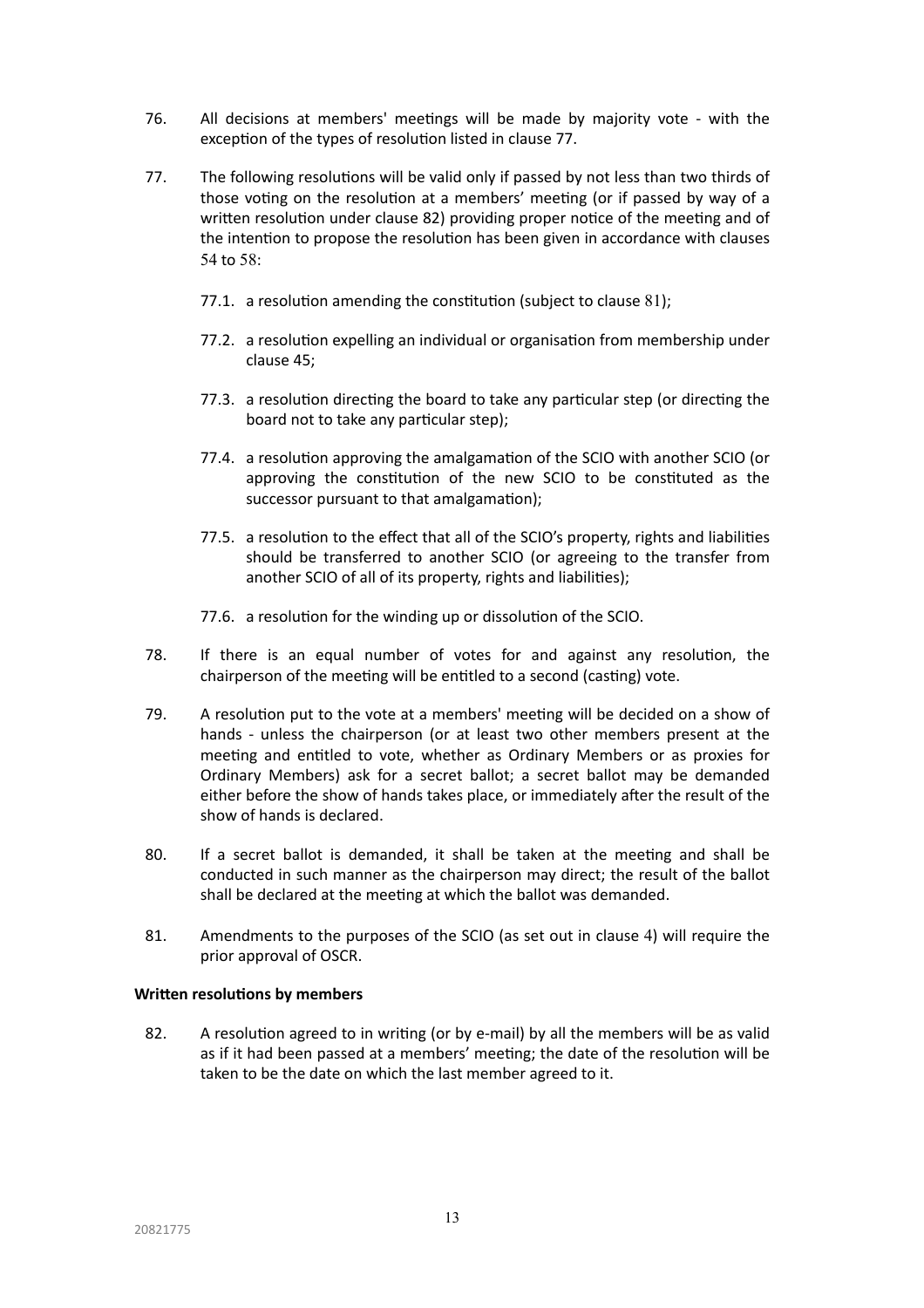76. All decisions at members' meetings will be made by majority vote - with the exception of the types of resolution listed in clause 77.

77. The following resolutions will be valid only if passed by not less than two thirds of those voting on the resolution at a members' meeting (or if passed by way of a written resolution under clause 82) providing proper notice of the meeting and of the intention to propose the resolution has been given in accordance with clauses 54 to 58:

    77.1. a resolution amending the constitution (subject to clause 81);

    77.2. a resolution expelling an individual or organisation from membership under clause 45;

    77.3. a resolution directing the board to take any particular step (or directing the board not to take any particular step);

    77.4. a resolution approving the amalgamation of the SCIO with another SCIO (or approving the constitution of the new SCIO to be constituted as the successor pursuant to that amalgamation);

    77.5. a resolution to the effect that all of the SCIO's property, rights and liabilities should be transferred to another SCIO (or agreeing to the transfer from another SCIO of all of its property, rights and liabilities);

    77.6. a resolution for the winding up or dissolution of the SCIO.

78. If there is an equal number of votes for and against any resolution, the chairperson of the meeting will be entitled to a second (casting) vote.

79. A resolution put to the vote at a members' meeting will be decided on a show of hands - unless the chairperson (or at least two other members present at the meeting and entitled to vote, whether as Ordinary Members or as proxies for Ordinary Members) ask for a secret ballot; a secret ballot may be demanded either before the show of hands takes place, or immediately after the result of the show of hands is declared.

80. If a secret ballot is demanded, it shall be taken at the meeting and shall be conducted in such manner as the chairperson may direct; the result of the ballot shall be declared at the meeting at which the ballot was demanded.

81. Amendments to the purposes of the SCIO (as set out in clause 4) will require the prior approval of OSCR.

**Written resolutions by members**

82. A resolution agreed to in writing (or by e-mail) by all the members will be as valid as if it had been passed at a members' meeting; the date of the resolution will be taken to be the date on which the last member agreed to it.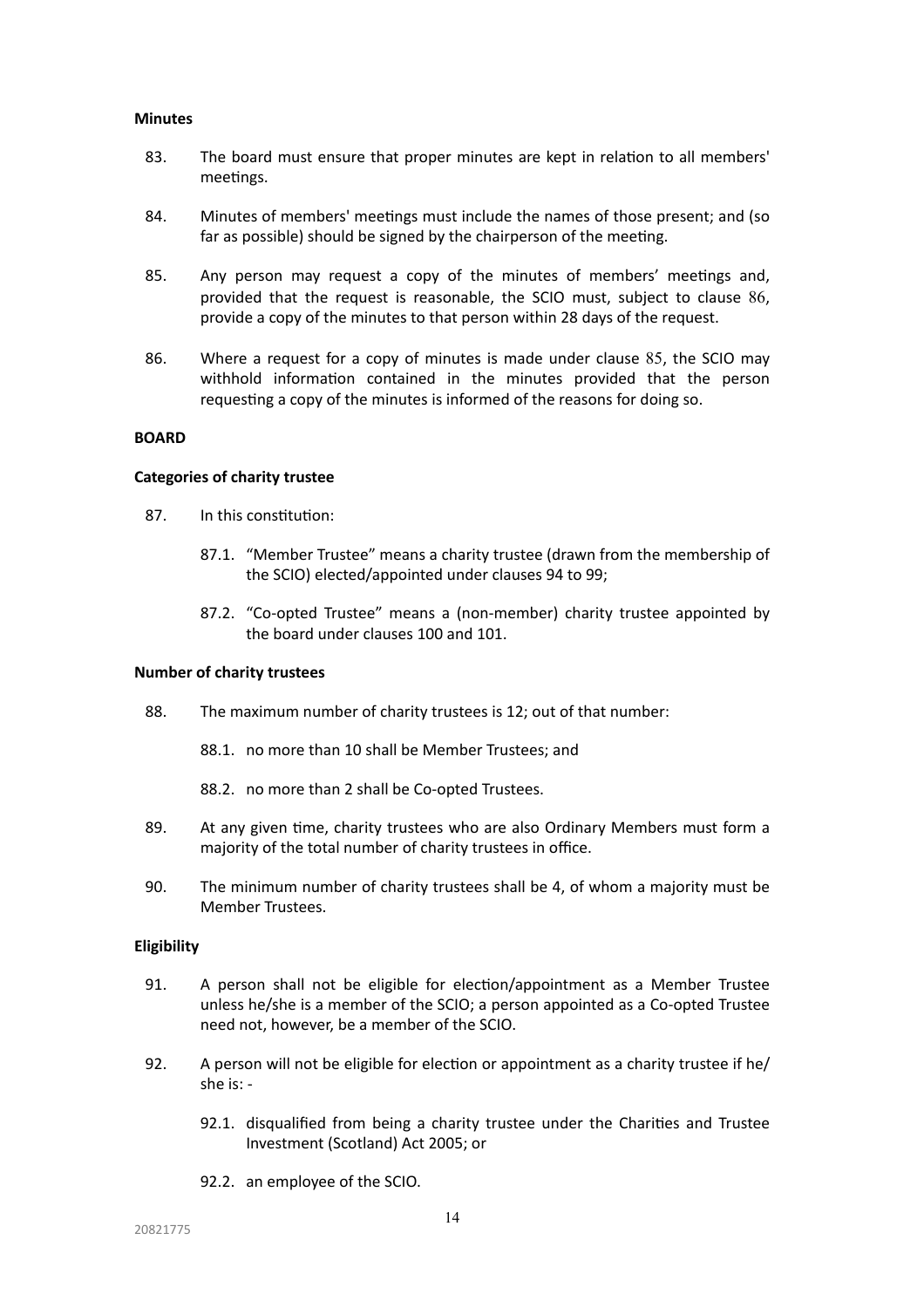**Minutes**

83. The board must ensure that proper minutes are kept in relation to all members' meetings.

84. Minutes of members' meetings must include the names of those present; and (so far as possible) should be signed by the chairperson of the meeting.

85. Any person may request a copy of the minutes of members' meetings and, provided that the request is reasonable, the SCIO must, subject to clause 86, provide a copy of the minutes to that person within 28 days of the request.

86. Where a request for a copy of minutes is made under clause 85, the SCIO may withhold information contained in the minutes provided that the person requesting a copy of the minutes is informed of the reasons for doing so.

**BOARD**

**Categories of charity trustee**

87. In this constitution:

    87.1. "Member Trustee" means a charity trustee (drawn from the membership of the SCIO) elected/appointed under clauses 94 to 99;

    87.2. "Co-opted Trustee" means a (non-member) charity trustee appointed by the board under clauses 100 and 101.

**Number of charity trustees**

88. The maximum number of charity trustees is 12; out of that number:

    88.1. no more than 10 shall be Member Trustees; and

    88.2. no more than 2 shall be Co-opted Trustees.

89. At any given time, charity trustees who are also Ordinary Members must form a majority of the total number of charity trustees in office.

90. The minimum number of charity trustees shall be 4, of whom a majority must be Member Trustees.

**Eligibility**

91. A person shall not be eligible for election/appointment as a Member Trustee unless he/she is a member of the SCIO; a person appointed as a Co-opted Trustee need not, however, be a member of the SCIO.

92. A person will not be eligible for election or appointment as a charity trustee if he/she is: -

    92.1. disqualified from being a charity trustee under the Charities and Trustee Investment (Scotland) Act 2005; or

    92.2. an employee of the SCIO.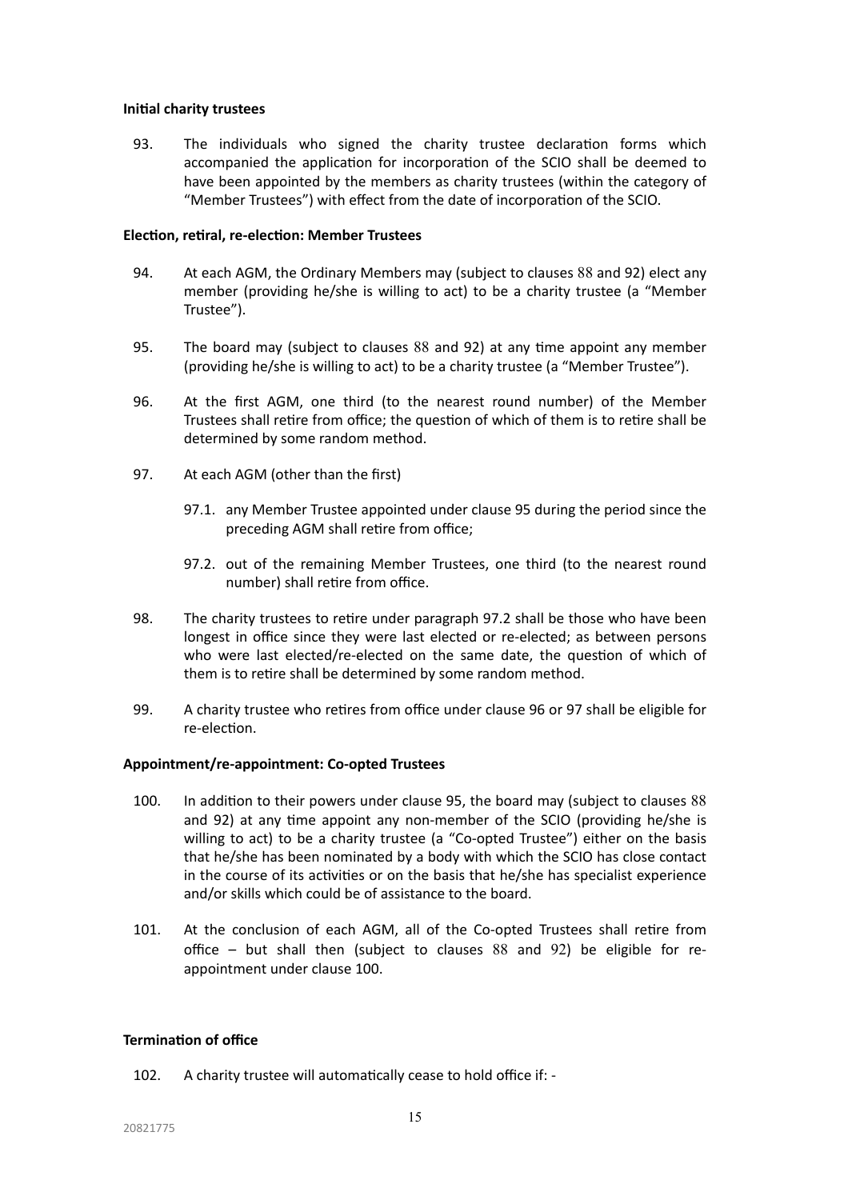**Initial charity trustees**

93. The individuals who signed the charity trustee declaration forms which accompanied the application for incorporation of the SCIO shall be deemed to have been appointed by the members as charity trustees (within the category of "Member Trustees") with effect from the date of incorporation of the SCIO.

**Election, retiral, re-election: Member Trustees**

94. At each AGM, the Ordinary Members may (subject to clauses 88 and 92) elect any member (providing he/she is willing to act) to be a charity trustee (a "Member Trustee").

95. The board may (subject to clauses 88 and 92) at any time appoint any member (providing he/she is willing to act) to be a charity trustee (a "Member Trustee").

96. At the first AGM, one third (to the nearest round number) of the Member Trustees shall retire from office; the question of which of them is to retire shall be determined by some random method.

97. At each AGM (other than the first)

    97.1. any Member Trustee appointed under clause 95 during the period since the preceding AGM shall retire from office;

    97.2. out of the remaining Member Trustees, one third (to the nearest round number) shall retire from office.

98. The charity trustees to retire under paragraph 97.2 shall be those who have been longest in office since they were last elected or re-elected; as between persons who were last elected/re-elected on the same date, the question of which of them is to retire shall be determined by some random method.

99. A charity trustee who retires from office under clause 96 or 97 shall be eligible for re-election.

**Appointment/re-appointment: Co-opted Trustees**

100. In addition to their powers under clause 95, the board may (subject to clauses 88 and 92) at any time appoint any non-member of the SCIO (providing he/she is willing to act) to be a charity trustee (a "Co-opted Trustee") either on the basis that he/she has been nominated by a body with which the SCIO has close contact in the course of its activities or on the basis that he/she has specialist experience and/or skills which could be of assistance to the board.

101. At the conclusion of each AGM, all of the Co-opted Trustees shall retire from office – but shall then (subject to clauses 88 and 92) be eligible for re-appointment under clause 100.

**Termination of office**

102. A charity trustee will automatically cease to hold office if: -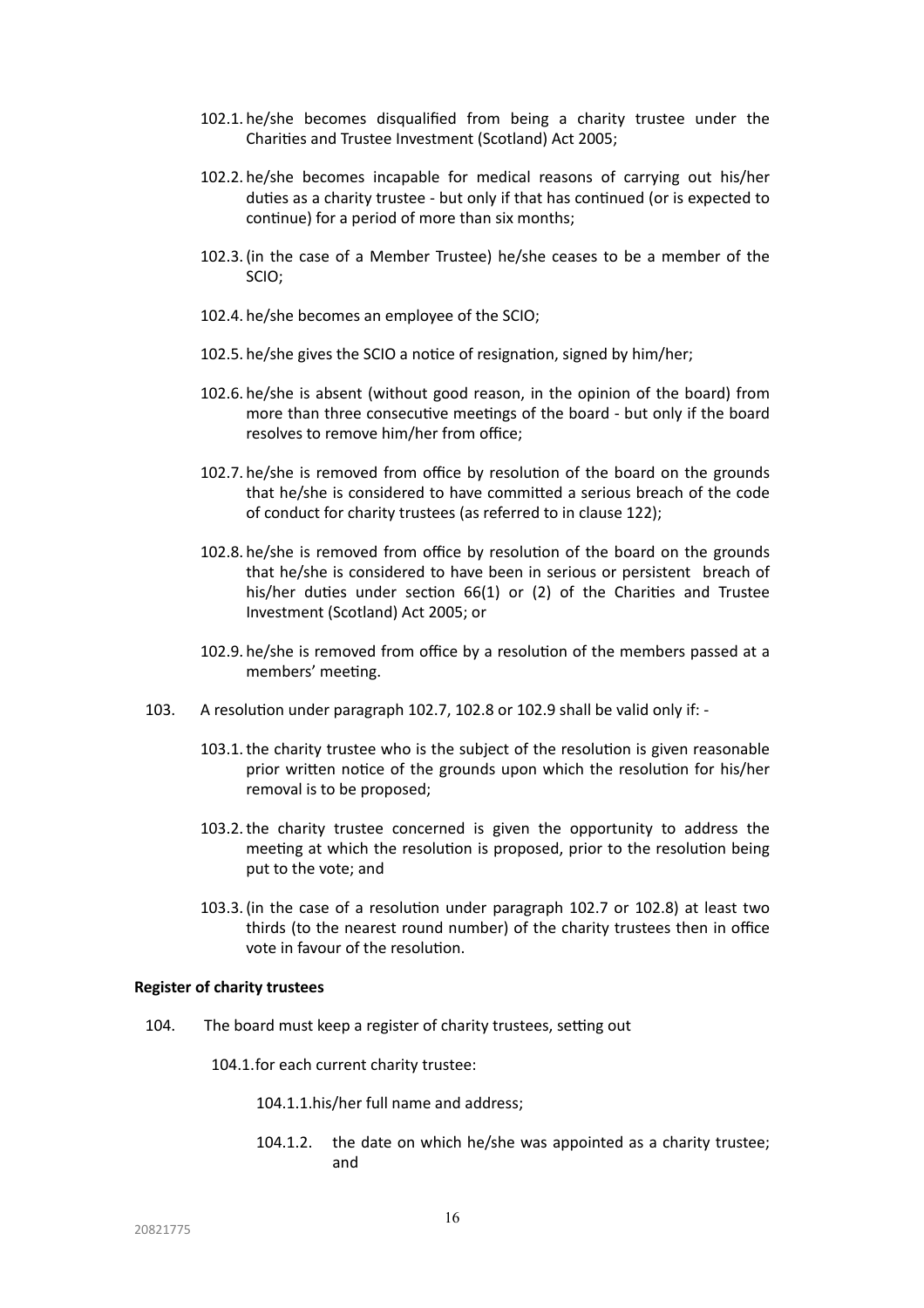102.1. he/she becomes disqualified from being a charity trustee under the Charities and Trustee Investment (Scotland) Act 2005;

102.2. he/she becomes incapable for medical reasons of carrying out his/her duties as a charity trustee - but only if that has continued (or is expected to continue) for a period of more than six months;

102.3. (in the case of a Member Trustee) he/she ceases to be a member of the SCIO;

102.4. he/she becomes an employee of the SCIO;

102.5. he/she gives the SCIO a notice of resignation, signed by him/her;

102.6. he/she is absent (without good reason, in the opinion of the board) from more than three consecutive meetings of the board - but only if the board resolves to remove him/her from office;

102.7. he/she is removed from office by resolution of the board on the grounds that he/she is considered to have committed a serious breach of the code of conduct for charity trustees (as referred to in clause 122);

102.8. he/she is removed from office by resolution of the board on the grounds that he/she is considered to have been in serious or persistent breach of his/her duties under section 66(1) or (2) of the Charities and Trustee Investment (Scotland) Act 2005; or

102.9. he/she is removed from office by a resolution of the members passed at a members' meeting.

103. A resolution under paragraph 102.7, 102.8 or 102.9 shall be valid only if: -

103.1. the charity trustee who is the subject of the resolution is given reasonable prior written notice of the grounds upon which the resolution for his/her removal is to be proposed;

103.2. the charity trustee concerned is given the opportunity to address the meeting at which the resolution is proposed, prior to the resolution being put to the vote; and

103.3. (in the case of a resolution under paragraph 102.7 or 102.8) at least two thirds (to the nearest round number) of the charity trustees then in office vote in favour of the resolution.

**Register of charity trustees**

104. The board must keep a register of charity trustees, setting out

104.1. for each current charity trustee:

104.1.1. his/her full name and address;

104.1.2. the date on which he/she was appointed as a charity trustee; and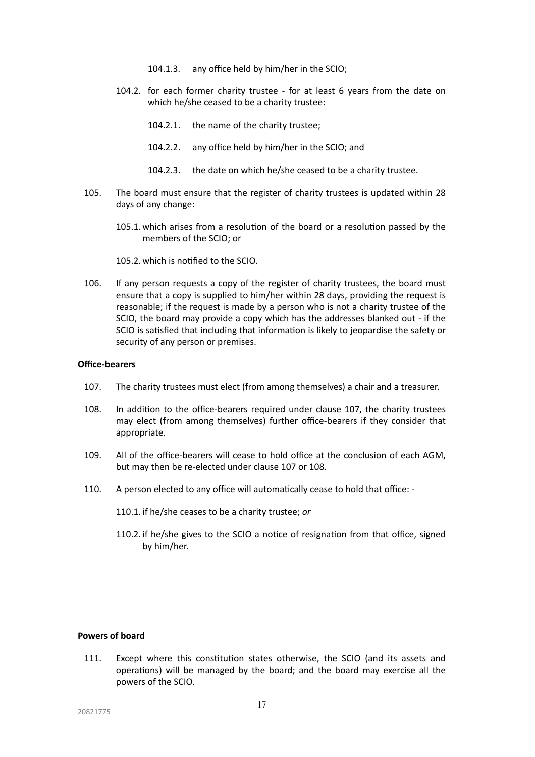104.1.3. any office held by him/her in the SCIO;

104.2. for each former charity trustee - for at least 6 years from the date on which he/she ceased to be a charity trustee:

104.2.1. the name of the charity trustee;

104.2.2. any office held by him/her in the SCIO; and

104.2.3. the date on which he/she ceased to be a charity trustee.

105. The board must ensure that the register of charity trustees is updated within 28 days of any change:

105.1. which arises from a resolution of the board or a resolution passed by the members of the SCIO; or

105.2. which is notified to the SCIO.

106. If any person requests a copy of the register of charity trustees, the board must ensure that a copy is supplied to him/her within 28 days, providing the request is reasonable; if the request is made by a person who is not a charity trustee of the SCIO, the board may provide a copy which has the addresses blanked out - if the SCIO is satisfied that including that information is likely to jeopardise the safety or security of any person or premises.

**Office-bearers**

107. The charity trustees must elect (from among themselves) a chair and a treasurer.

108. In addition to the office-bearers required under clause 107, the charity trustees may elect (from among themselves) further office-bearers if they consider that appropriate.

109. All of the office-bearers will cease to hold office at the conclusion of each AGM, but may then be re-elected under clause 107 or 108.

110. A person elected to any office will automatically cease to hold that office: -

110.1. if he/she ceases to be a charity trustee; *or*

110.2. if he/she gives to the SCIO a notice of resignation from that office, signed by him/her.

**Powers of board**

111. Except where this constitution states otherwise, the SCIO (and its assets and operations) will be managed by the board; and the board may exercise all the powers of the SCIO.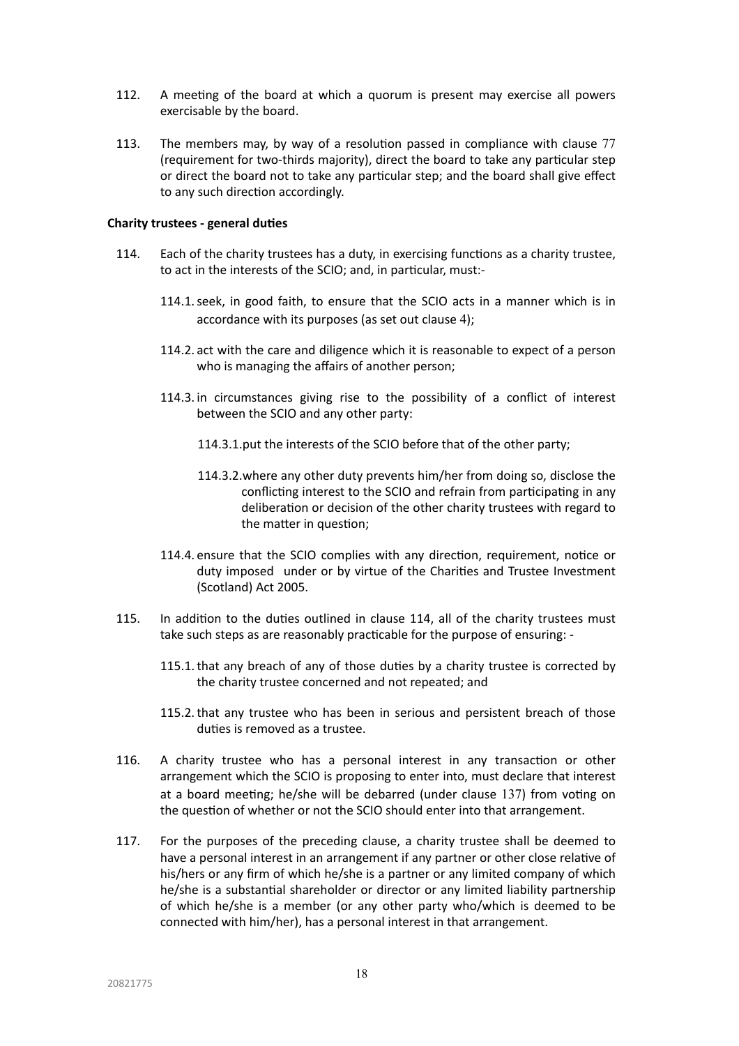112. A meeting of the board at which a quorum is present may exercise all powers exercisable by the board.

113. The members may, by way of a resolution passed in compliance with clause 77 (requirement for two-thirds majority), direct the board to take any particular step or direct the board not to take any particular step; and the board shall give effect to any such direction accordingly.

**Charity trustees - general duties**

114. Each of the charity trustees has a duty, in exercising functions as a charity trustee, to act in the interests of the SCIO; and, in particular, must:-

 114.1. seek, in good faith, to ensure that the SCIO acts in a manner which is in accordance with its purposes (as set out clause 4);

 114.2. act with the care and diligence which it is reasonable to expect of a person who is managing the affairs of another person;

 114.3. in circumstances giving rise to the possibility of a conflict of interest between the SCIO and any other party:

  114.3.1. put the interests of the SCIO before that of the other party;

  114.3.2. where any other duty prevents him/her from doing so, disclose the conflicting interest to the SCIO and refrain from participating in any deliberation or decision of the other charity trustees with regard to the matter in question;

 114.4. ensure that the SCIO complies with any direction, requirement, notice or duty imposed under or by virtue of the Charities and Trustee Investment (Scotland) Act 2005.

115. In addition to the duties outlined in clause 114, all of the charity trustees must take such steps as are reasonably practicable for the purpose of ensuring: -

 115.1. that any breach of any of those duties by a charity trustee is corrected by the charity trustee concerned and not repeated; and

 115.2. that any trustee who has been in serious and persistent breach of those duties is removed as a trustee.

116. A charity trustee who has a personal interest in any transaction or other arrangement which the SCIO is proposing to enter into, must declare that interest at a board meeting; he/she will be debarred (under clause 137) from voting on the question of whether or not the SCIO should enter into that arrangement.

117. For the purposes of the preceding clause, a charity trustee shall be deemed to have a personal interest in an arrangement if any partner or other close relative of his/hers or any firm of which he/she is a partner or any limited company of which he/she is a substantial shareholder or director or any limited liability partnership of which he/she is a member (or any other party who/which is deemed to be connected with him/her), has a personal interest in that arrangement.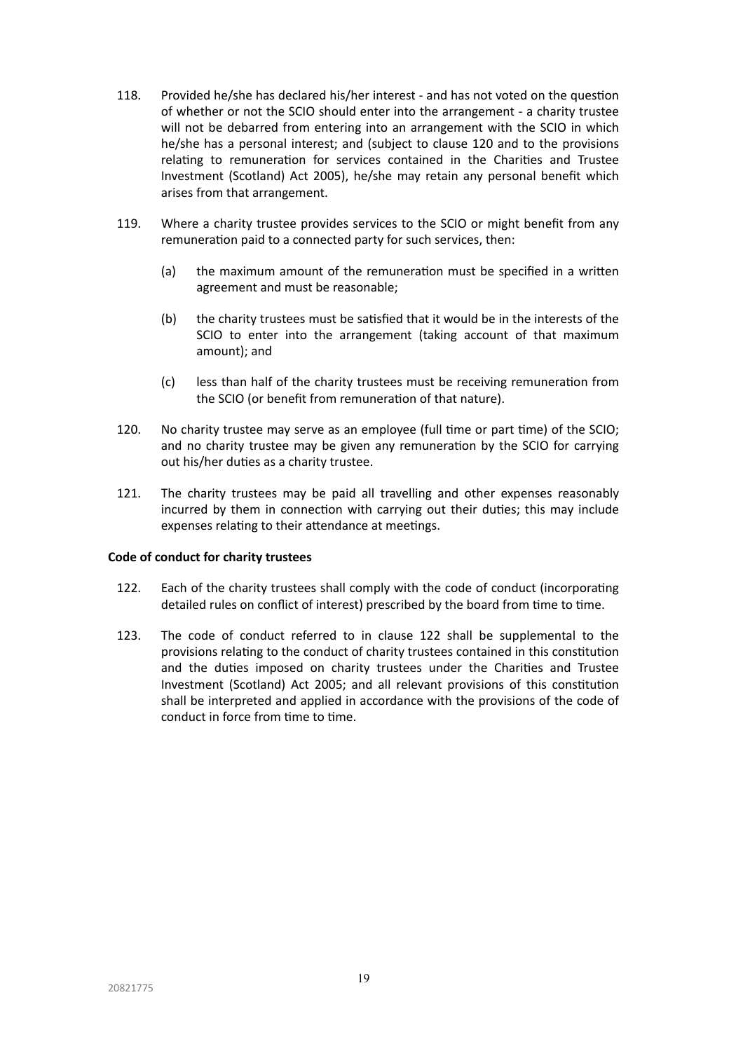118. Provided he/she has declared his/her interest - and has not voted on the question of whether or not the SCIO should enter into the arrangement - a charity trustee will not be debarred from entering into an arrangement with the SCIO in which he/she has a personal interest; and (subject to clause 120 and to the provisions relating to remuneration for services contained in the Charities and Trustee Investment (Scotland) Act 2005), he/she may retain any personal benefit which arises from that arrangement.

119. Where a charity trustee provides services to the SCIO or might benefit from any remuneration paid to a connected party for such services, then:

    (a) the maximum amount of the remuneration must be specified in a written agreement and must be reasonable;

    (b) the charity trustees must be satisfied that it would be in the interests of the SCIO to enter into the arrangement (taking account of that maximum amount); and

    (c) less than half of the charity trustees must be receiving remuneration from the SCIO (or benefit from remuneration of that nature).

120. No charity trustee may serve as an employee (full time or part time) of the SCIO; and no charity trustee may be given any remuneration by the SCIO for carrying out his/her duties as a charity trustee.

121. The charity trustees may be paid all travelling and other expenses reasonably incurred by them in connection with carrying out their duties; this may include expenses relating to their attendance at meetings.

**Code of conduct for charity trustees**

122. Each of the charity trustees shall comply with the code of conduct (incorporating detailed rules on conflict of interest) prescribed by the board from time to time.

123. The code of conduct referred to in clause 122 shall be supplemental to the provisions relating to the conduct of charity trustees contained in this constitution and the duties imposed on charity trustees under the Charities and Trustee Investment (Scotland) Act 2005; and all relevant provisions of this constitution shall be interpreted and applied in accordance with the provisions of the code of conduct in force from time to time.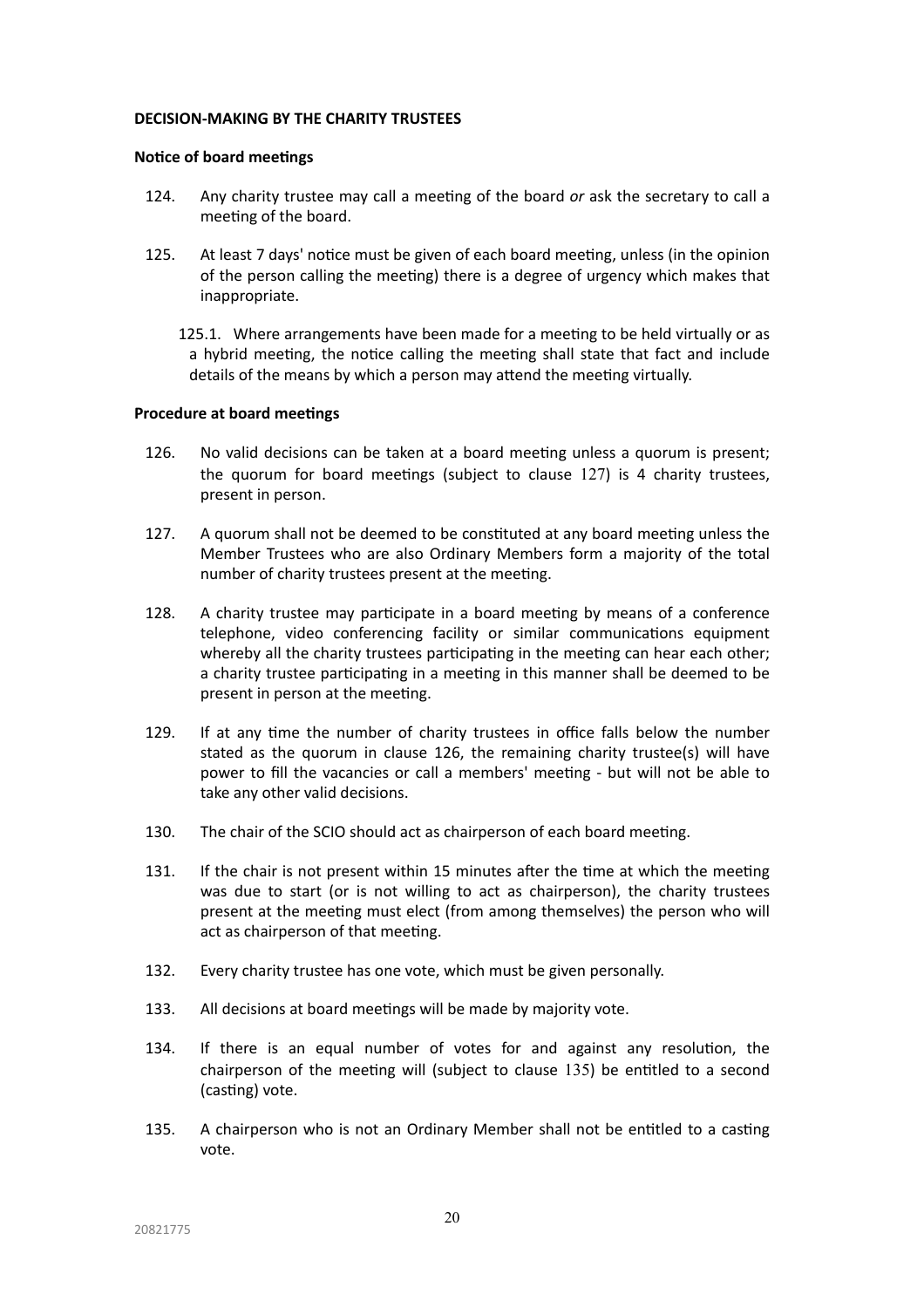**DECISION-MAKING BY THE CHARITY TRUSTEES**

**Notice of board meetings**

124. Any charity trustee may call a meeting of the board *or* ask the secretary to call a meeting of the board.

125. At least 7 days' notice must be given of each board meeting, unless (in the opinion of the person calling the meeting) there is a degree of urgency which makes that inappropriate.

    125.1. Where arrangements have been made for a meeting to be held virtually or as a hybrid meeting, the notice calling the meeting shall state that fact and include details of the means by which a person may attend the meeting virtually.

**Procedure at board meetings**

126. No valid decisions can be taken at a board meeting unless a quorum is present; the quorum for board meetings (subject to clause 127) is 4 charity trustees, present in person.

127. A quorum shall not be deemed to be constituted at any board meeting unless the Member Trustees who are also Ordinary Members form a majority of the total number of charity trustees present at the meeting.

128. A charity trustee may participate in a board meeting by means of a conference telephone, video conferencing facility or similar communications equipment whereby all the charity trustees participating in the meeting can hear each other; a charity trustee participating in a meeting in this manner shall be deemed to be present in person at the meeting.

129. If at any time the number of charity trustees in office falls below the number stated as the quorum in clause 126, the remaining charity trustee(s) will have power to fill the vacancies or call a members' meeting - but will not be able to take any other valid decisions.

130. The chair of the SCIO should act as chairperson of each board meeting.

131. If the chair is not present within 15 minutes after the time at which the meeting was due to start (or is not willing to act as chairperson), the charity trustees present at the meeting must elect (from among themselves) the person who will act as chairperson of that meeting.

132. Every charity trustee has one vote, which must be given personally.

133. All decisions at board meetings will be made by majority vote.

134. If there is an equal number of votes for and against any resolution, the chairperson of the meeting will (subject to clause 135) be entitled to a second (casting) vote.

135. A chairperson who is not an Ordinary Member shall not be entitled to a casting vote.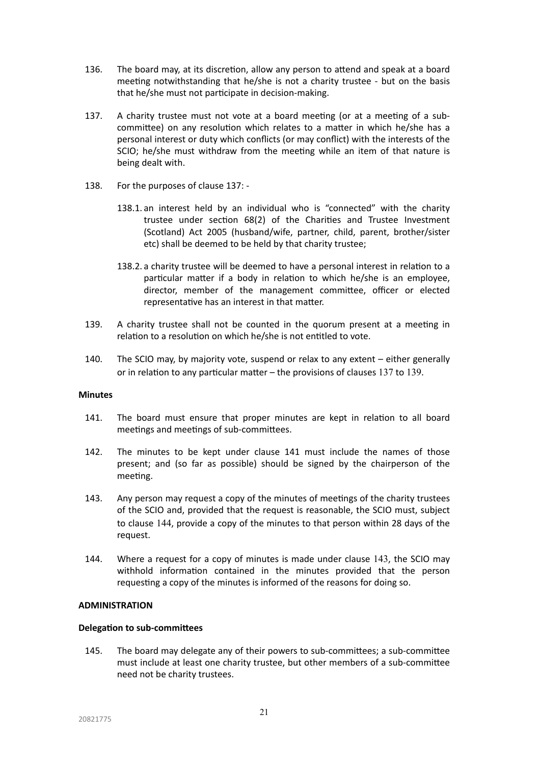136. The board may, at its discretion, allow any person to attend and speak at a board meeting notwithstanding that he/she is not a charity trustee - but on the basis that he/she must not participate in decision-making.

137. A charity trustee must not vote at a board meeting (or at a meeting of a sub-committee) on any resolution which relates to a matter in which he/she has a personal interest or duty which conflicts (or may conflict) with the interests of the SCIO; he/she must withdraw from the meeting while an item of that nature is being dealt with.

138. For the purposes of clause 137: -

    138.1. an interest held by an individual who is "connected" with the charity trustee under section 68(2) of the Charities and Trustee Investment (Scotland) Act 2005 (husband/wife, partner, child, parent, brother/sister etc) shall be deemed to be held by that charity trustee;

    138.2. a charity trustee will be deemed to have a personal interest in relation to a particular matter if a body in relation to which he/she is an employee, director, member of the management committee, officer or elected representative has an interest in that matter.

139. A charity trustee shall not be counted in the quorum present at a meeting in relation to a resolution on which he/she is not entitled to vote.

140. The SCIO may, by majority vote, suspend or relax to any extent – either generally or in relation to any particular matter – the provisions of clauses 137 to 139.

**Minutes**

141. The board must ensure that proper minutes are kept in relation to all board meetings and meetings of sub-committees.

142. The minutes to be kept under clause 141 must include the names of those present; and (so far as possible) should be signed by the chairperson of the meeting.

143. Any person may request a copy of the minutes of meetings of the charity trustees of the SCIO and, provided that the request is reasonable, the SCIO must, subject to clause 144, provide a copy of the minutes to that person within 28 days of the request.

144. Where a request for a copy of minutes is made under clause 143, the SCIO may withhold information contained in the minutes provided that the person requesting a copy of the minutes is informed of the reasons for doing so.

**ADMINISTRATION**

**Delegation to sub-committees**

145. The board may delegate any of their powers to sub-committees; a sub-committee must include at least one charity trustee, but other members of a sub-committee need not be charity trustees.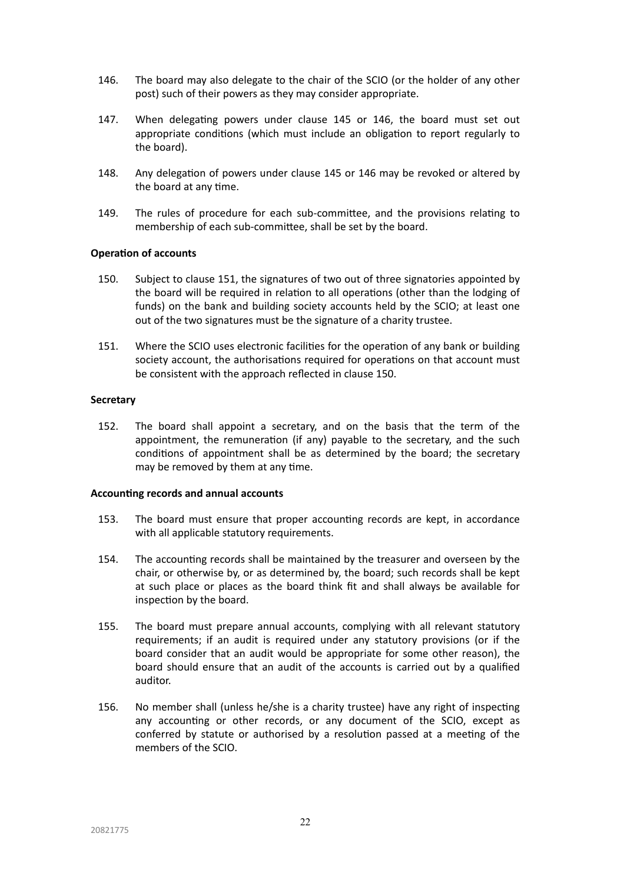146. The board may also delegate to the chair of the SCIO (or the holder of any other post) such of their powers as they may consider appropriate.

147. When delegating powers under clause 145 or 146, the board must set out appropriate conditions (which must include an obligation to report regularly to the board).

148. Any delegation of powers under clause 145 or 146 may be revoked or altered by the board at any time.

149. The rules of procedure for each sub-committee, and the provisions relating to membership of each sub-committee, shall be set by the board.

**Operation of accounts**

150. Subject to clause 151, the signatures of two out of three signatories appointed by the board will be required in relation to all operations (other than the lodging of funds) on the bank and building society accounts held by the SCIO; at least one out of the two signatures must be the signature of a charity trustee.

151. Where the SCIO uses electronic facilities for the operation of any bank or building society account, the authorisations required for operations on that account must be consistent with the approach reflected in clause 150.

**Secretary**

152. The board shall appoint a secretary, and on the basis that the term of the appointment, the remuneration (if any) payable to the secretary, and the such conditions of appointment shall be as determined by the board; the secretary may be removed by them at any time.

**Accounting records and annual accounts**

153. The board must ensure that proper accounting records are kept, in accordance with all applicable statutory requirements.

154. The accounting records shall be maintained by the treasurer and overseen by the chair, or otherwise by, or as determined by, the board; such records shall be kept at such place or places as the board think fit and shall always be available for inspection by the board.

155. The board must prepare annual accounts, complying with all relevant statutory requirements; if an audit is required under any statutory provisions (or if the board consider that an audit would be appropriate for some other reason), the board should ensure that an audit of the accounts is carried out by a qualified auditor.

156. No member shall (unless he/she is a charity trustee) have any right of inspecting any accounting or other records, or any document of the SCIO, except as conferred by statute or authorised by a resolution passed at a meeting of the members of the SCIO.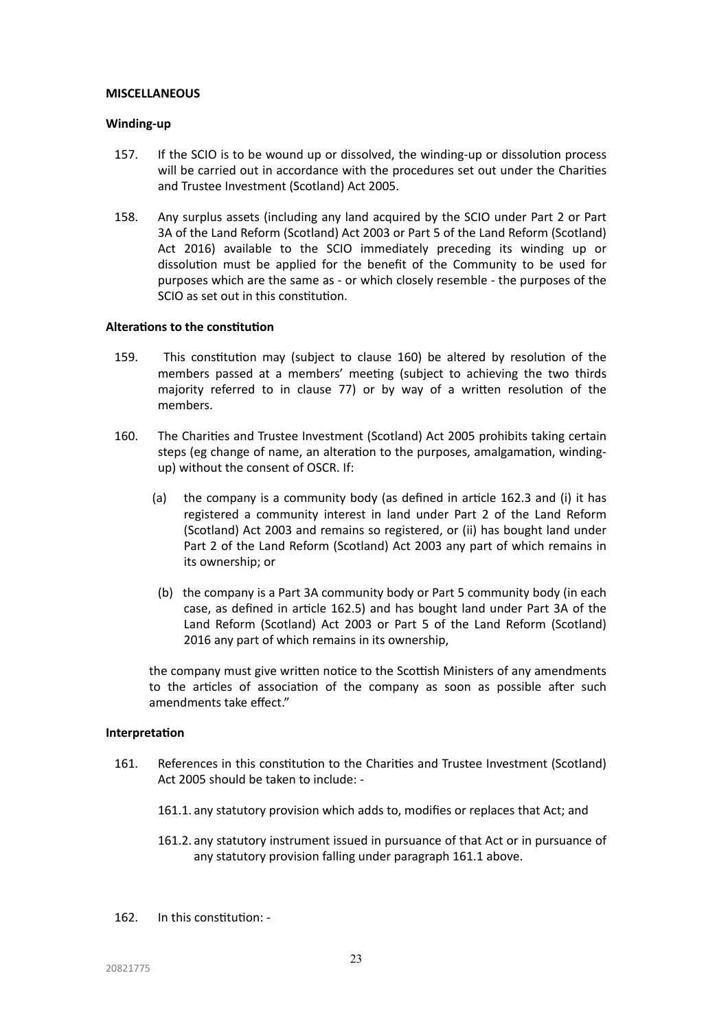**MISCELLANEOUS**

**Winding-up**

157. If the SCIO is to be wound up or dissolved, the winding-up or dissolution process will be carried out in accordance with the procedures set out under the Charities and Trustee Investment (Scotland) Act 2005.

158. Any surplus assets (including any land acquired by the SCIO under Part 2 or Part 3A of the Land Reform (Scotland) Act 2003 or Part 5 of the Land Reform (Scotland) Act 2016) available to the SCIO immediately preceding its winding up or dissolution must be applied for the benefit of the Community to be used for purposes which are the same as - or which closely resemble - the purposes of the SCIO as set out in this constitution.

**Alterations to the constitution**

159. This constitution may (subject to clause 160) be altered by resolution of the members passed at a members' meeting (subject to achieving the two thirds majority referred to in clause 77) or by way of a written resolution of the members.

160. The Charities and Trustee Investment (Scotland) Act 2005 prohibits taking certain steps (eg change of name, an alteration to the purposes, amalgamation, winding-up) without the consent of OSCR. If:

    (a) the company is a community body (as defined in article 162.3 and (i) it has registered a community interest in land under Part 2 of the Land Reform (Scotland) Act 2003 and remains so registered, or (ii) has bought land under Part 2 of the Land Reform (Scotland) Act 2003 any part of which remains in its ownership; or

    (b) the company is a Part 3A community body or Part 5 community body (in each case, as defined in article 162.5) and has bought land under Part 3A of the Land Reform (Scotland) Act 2003 or Part 5 of the Land Reform (Scotland) 2016 any part of which remains in its ownership,

    the company must give written notice to the Scottish Ministers of any amendments to the articles of association of the company as soon as possible after such amendments take effect."

**Interpretation**

161. References in this constitution to the Charities and Trustee Investment (Scotland) Act 2005 should be taken to include: -

    161.1. any statutory provision which adds to, modifies or replaces that Act; and

    161.2. any statutory instrument issued in pursuance of that Act or in pursuance of any statutory provision falling under paragraph 161.1 above.

162. In this constitution: -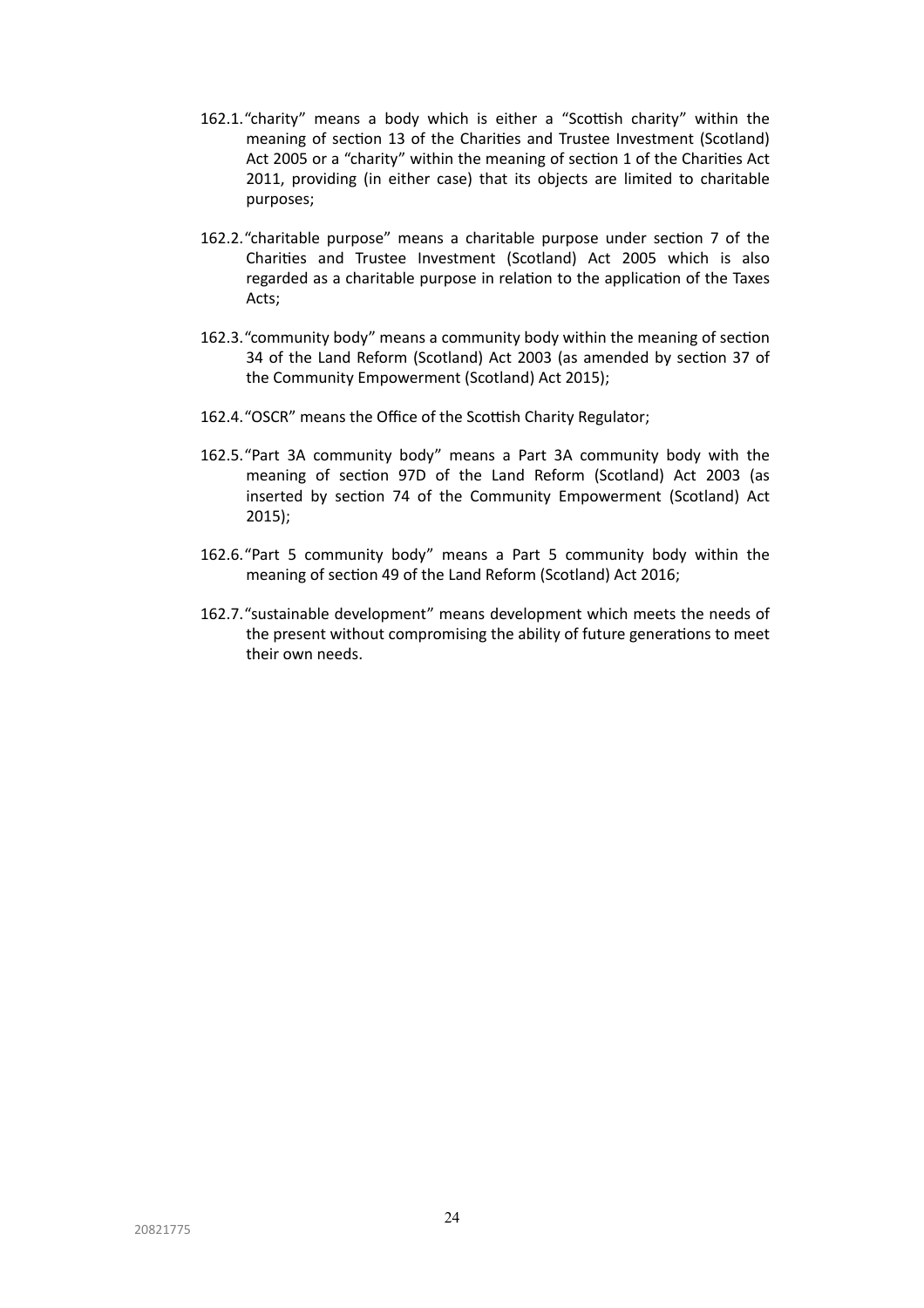162.1. "charity" means a body which is either a "Scottish charity" within the meaning of section 13 of the Charities and Trustee Investment (Scotland) Act 2005 or a "charity" within the meaning of section 1 of the Charities Act 2011, providing (in either case) that its objects are limited to charitable purposes;

162.2. "charitable purpose" means a charitable purpose under section 7 of the Charities and Trustee Investment (Scotland) Act 2005 which is also regarded as a charitable purpose in relation to the application of the Taxes Acts;

162.3. "community body" means a community body within the meaning of section 34 of the Land Reform (Scotland) Act 2003 (as amended by section 37 of the Community Empowerment (Scotland) Act 2015);

162.4. "OSCR" means the Office of the Scottish Charity Regulator;

162.5. "Part 3A community body" means a Part 3A community body with the meaning of section 97D of the Land Reform (Scotland) Act 2003 (as inserted by section 74 of the Community Empowerment (Scotland) Act 2015);

162.6. "Part 5 community body" means a Part 5 community body within the meaning of section 49 of the Land Reform (Scotland) Act 2016;

162.7. "sustainable development" means development which meets the needs of the present without compromising the ability of future generations to meet their own needs.

20821775